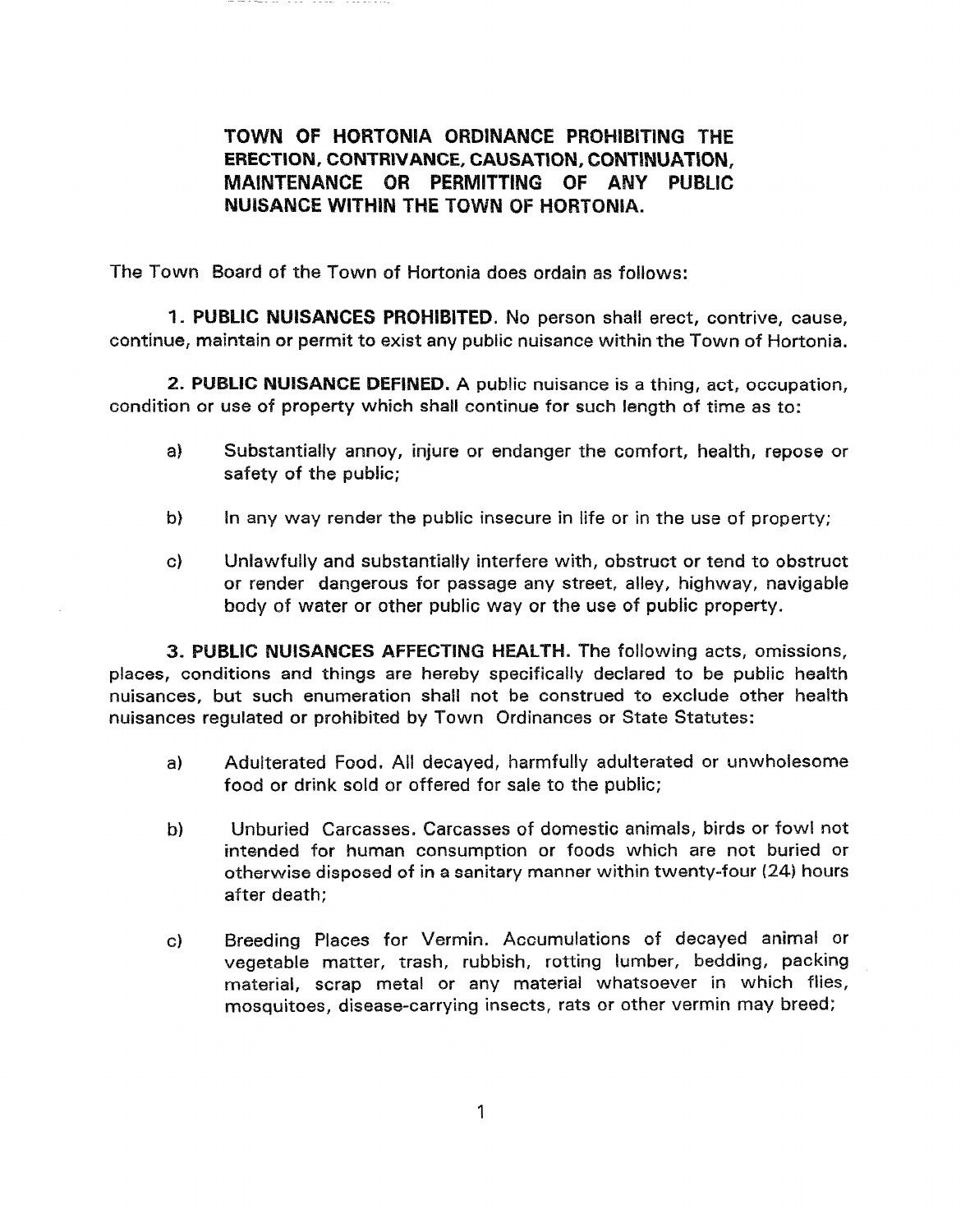# TOWN OF HORTONIA ORDINANCE PROHIBITING THE ERECTION, CONTRIVANCE, CAUSATION, CONTINUATION, MAINTENANCE OR PERMITTING OF ANY PUBLIC NUISANCE WITHIN THE TOWN OF HORTONIA.

The Town Board of the Town of Hortonia does ordain as follows:

**1. PUBLIC NUISANCES PROHIBITED.** No person shall erect, contrive, cause, continue, maintain or permit to exist any public nuisance within the Town of Hortonia.

**2. PUBLIC NUISANCE DEFINED.** A public nuisance is a thing, act, occupation, condition or use of property which shall continue for such length of time as to:

a) Substantially annoy, injure or endanger the comfort, health, repose or safety of the public;

b) In any way render the public insecure in life or in the use of property;

c) Unlawfully and substantially interfere with, obstruct or tend to obstruct or render dangerous for passage any street, alley, highway, navigable body of water or other public way or the use of public property.

**3. PUBLIC NUISANCES AFFECTING HEALTH.** The following acts, omissions, places, conditions and things are hereby specifically declared to be public health nuisances, but such enumeration shall not be construed to exclude other health nuisances regulated or prohibited by Town Ordinances or State Statutes:

a) Adulterated Food. All decayed, harmfully adulterated or unwholesome food or drink sold or offered for sale to the public;

b) Unburied Carcasses. Carcasses of domestic animals, birds or fowl not intended for human consumption or foods which are not buried or otherwise disposed of in a sanitary manner within twenty-four (24) hours after death;

c) Breeding Places for Vermin. Accumulations of decayed animal or vegetable matter, trash, rubbish, rotting lumber, bedding, packing material, scrap metal or any material whatsoever in which flies, mosquitoes, disease-carrying insects, rats or other vermin may breed;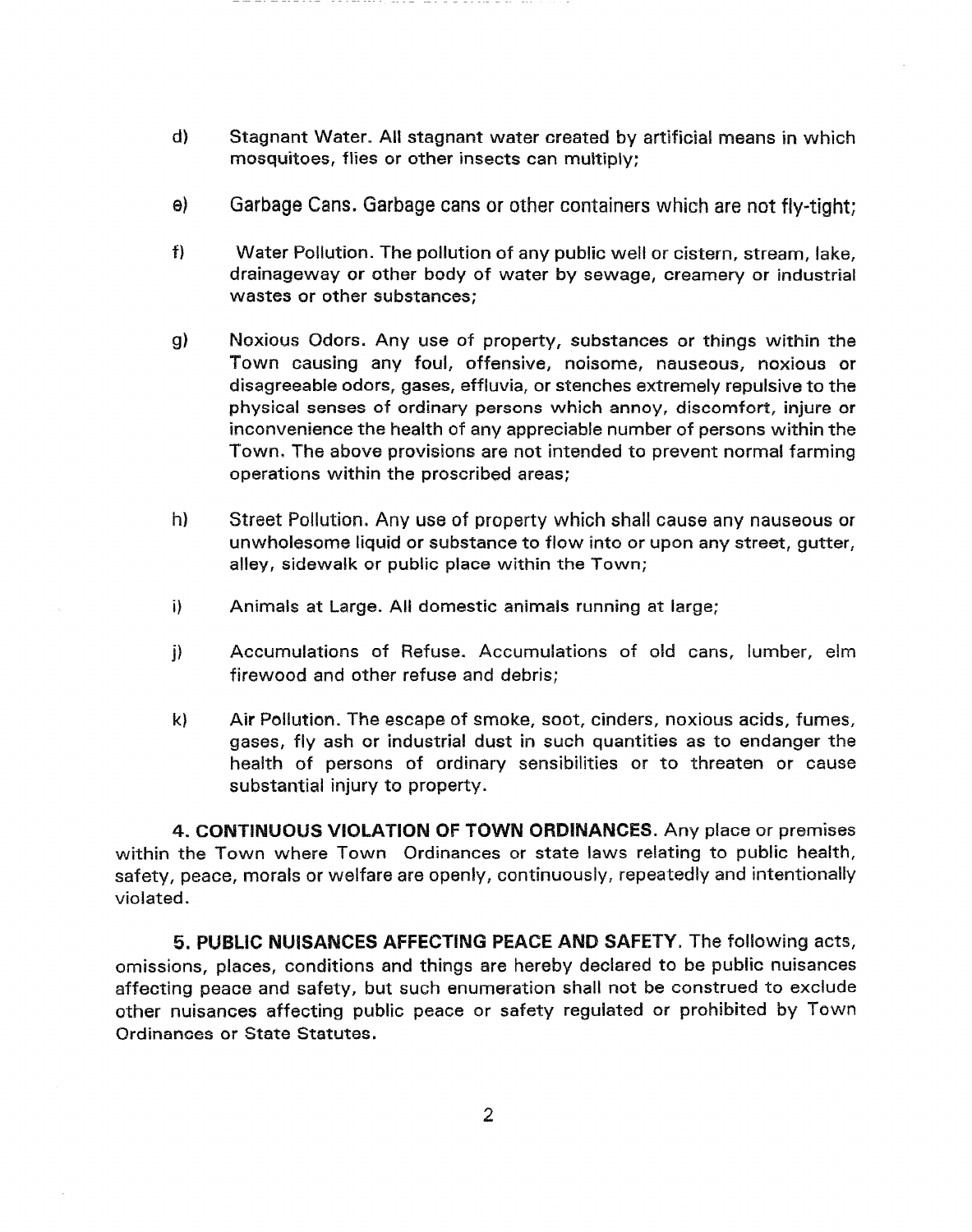d) Stagnant Water. All stagnant water created by artificial means in which mosquitoes, flies or other insects can multiply;

e) Garbage Cans. Garbage cans or other containers which are not fly-tight;

f) Water Pollution. The pollution of any public well or cistern, stream, lake, drainageway or other body of water by sewage, creamery or industrial wastes or other substances;

g) Noxious Odors. Any use of property, substances or things within the Town causing any foul, offensive, noisome, nauseous, noxious or disagreeable odors, gases, effluvia, or stenches extremely repulsive to the physical senses of ordinary persons which annoy, discomfort, injure or inconvenience the health of any appreciable number of persons within the Town. The above provisions are not intended to prevent normal farming operations within the proscribed areas;

h) Street Pollution. Any use of property which shall cause any nauseous or unwholesome liquid or substance to flow into or upon any street, gutter, alley, sidewalk or public place within the Town;

i) Animals at Large. All domestic animals running at large;

j) Accumulations of Refuse. Accumulations of old cans, lumber, elm firewood and other refuse and debris;

k) Air Pollution. The escape of smoke, soot, cinders, noxious acids, fumes, gases, fly ash or industrial dust in such quantities as to endanger the health of persons of ordinary sensibilities or to threaten or cause substantial injury to property.

**4. CONTINUOUS VIOLATION OF TOWN ORDINANCES**. Any place or premises within the Town where Town Ordinances or state laws relating to public health, safety, peace, morals or welfare are openly, continuously, repeatedly and intentionally violated.

**5. PUBLIC NUISANCES AFFECTING PEACE AND SAFETY**. The following acts, omissions, places, conditions and things are hereby declared to be public nuisances affecting peace and safety, but such enumeration shall not be construed to exclude other nuisances affecting public peace or safety regulated or prohibited by Town Ordinances or State Statutes.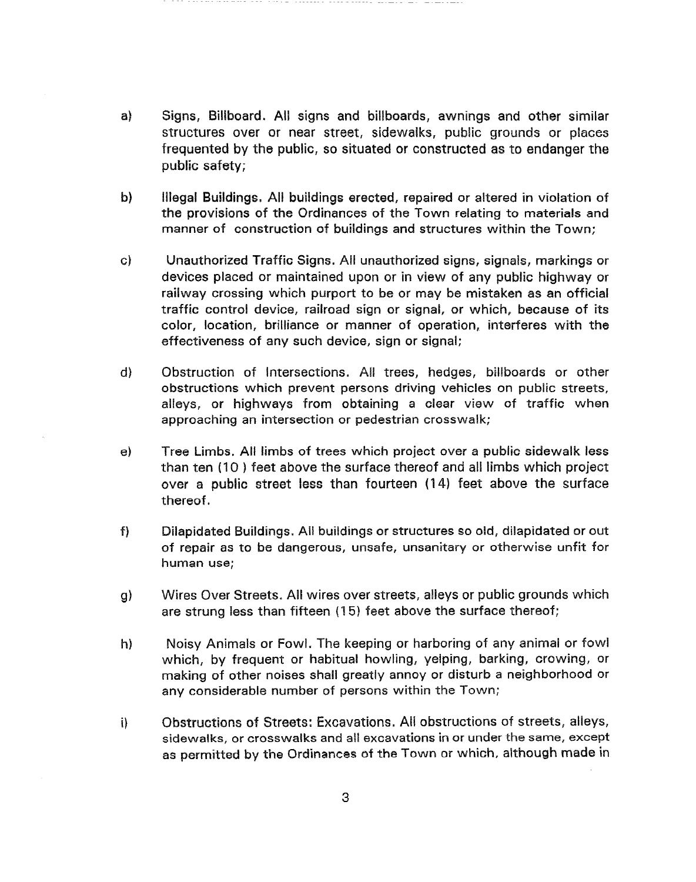a) Signs, Billboard. All signs and billboards, awnings and other similar structures over or near street, sidewalks, public grounds or places frequented by the public, so situated or constructed as to endanger the public safety;

b) Illegal Buildings. All buildings erected, repaired or altered in violation of the provisions of the Ordinances of the Town relating to materials and manner of construction of buildings and structures within the Town;

c) Unauthorized Traffic Signs. All unauthorized signs, signals, markings or devices placed or maintained upon or in view of any public highway or railway crossing which purport to be or may be mistaken as an official traffic control device, railroad sign or signal, or which, because of its color, location, brilliance or manner of operation, interferes with the effectiveness of any such device, sign or signal;

d) Obstruction of Intersections. All trees, hedges, billboards or other obstructions which prevent persons driving vehicles on public streets, alleys, or highways from obtaining a clear view of traffic when approaching an intersection or pedestrian crosswalk;

e) Tree Limbs. All limbs of trees which project over a public sidewalk less than ten (10 ) feet above the surface thereof and all limbs which project over a public street less than fourteen (14) feet above the surface thereof.

f) Dilapidated Buildings. All buildings or structures so old, dilapidated or out of repair as to be dangerous, unsafe, unsanitary or otherwise unfit for human use;

g) Wires Over Streets. All wires over streets, alleys or public grounds which are strung less than fifteen (15) feet above the surface thereof;

h) Noisy Animals or Fowl. The keeping or harboring of any animal or fowl which, by frequent or habitual howling, yelping, barking, crowing, or making of other noises shall greatly annoy or disturb a neighborhood or any considerable number of persons within the Town;

i) Obstructions of Streets: Excavations. All obstructions of streets, alleys, sidewalks, or crosswalks and all excavations in or under the same, except as permitted by the Ordinances of the Town or which, although made in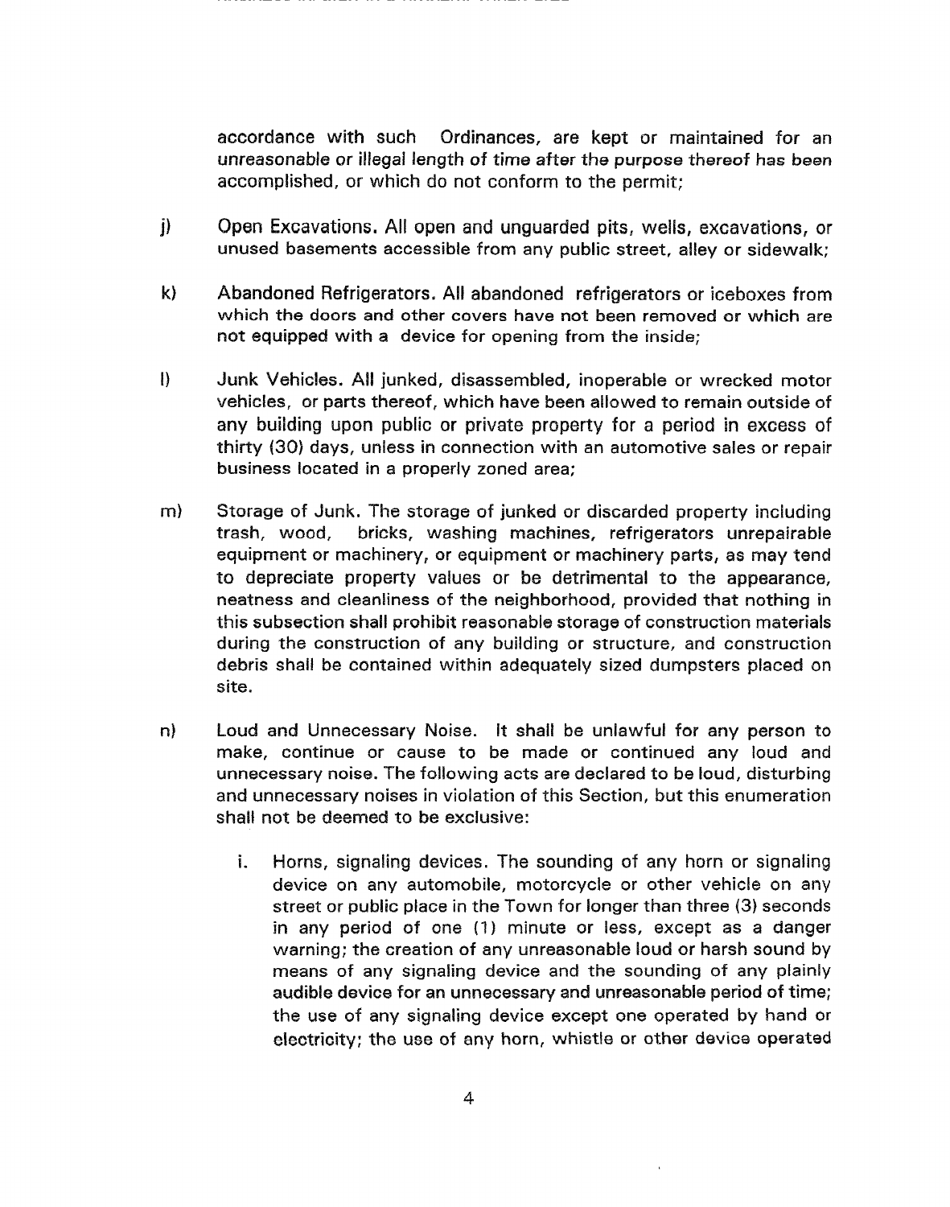accordance with such Ordinances, are kept or maintained for an unreasonable or illegal length of time after the purpose thereof has been accomplished, or which do not conform to the permit;

j) Open Excavations. All open and unguarded pits, wells, excavations, or unused basements accessible from any public street, alley or sidewalk;

k) Abandoned Refrigerators. All abandoned refrigerators or iceboxes from which the doors and other covers have not been removed or which are not equipped with a device for opening from the inside;

l) Junk Vehicles. All junked, disassembled, inoperable or wrecked motor vehicles, or parts thereof, which have been allowed to remain outside of any building upon public or private property for a period in excess of thirty (30) days, unless in connection with an automotive sales or repair business located in a properly zoned area;

m) Storage of Junk. The storage of junked or discarded property including trash, wood, bricks, washing machines, refrigerators unrepairable equipment or machinery, or equipment or machinery parts, as may tend to depreciate property values or be detrimental to the appearance, neatness and cleanliness of the neighborhood, provided that nothing in this subsection shall prohibit reasonable storage of construction materials during the construction of any building or structure, and construction debris shall be contained within adequately sized dumpsters placed on site.

n) Loud and Unnecessary Noise. It shall be unlawful for any person to make, continue or cause to be made or continued any loud and unnecessary noise. The following acts are declared to be loud, disturbing and unnecessary noises in violation of this Section, but this enumeration shall not be deemed to be exclusive:

   i. Horns, signaling devices. The sounding of any horn or signaling device on any automobile, motorcycle or other vehicle on any street or public place in the Town for longer than three (3) seconds in any period of one (1) minute or less, except as a danger warning; the creation of any unreasonable loud or harsh sound by means of any signaling device and the sounding of any plainly audible device for an unnecessary and unreasonable period of time; the use of any signaling device except one operated by hand or electricity; the use of any horn, whistle or other device operated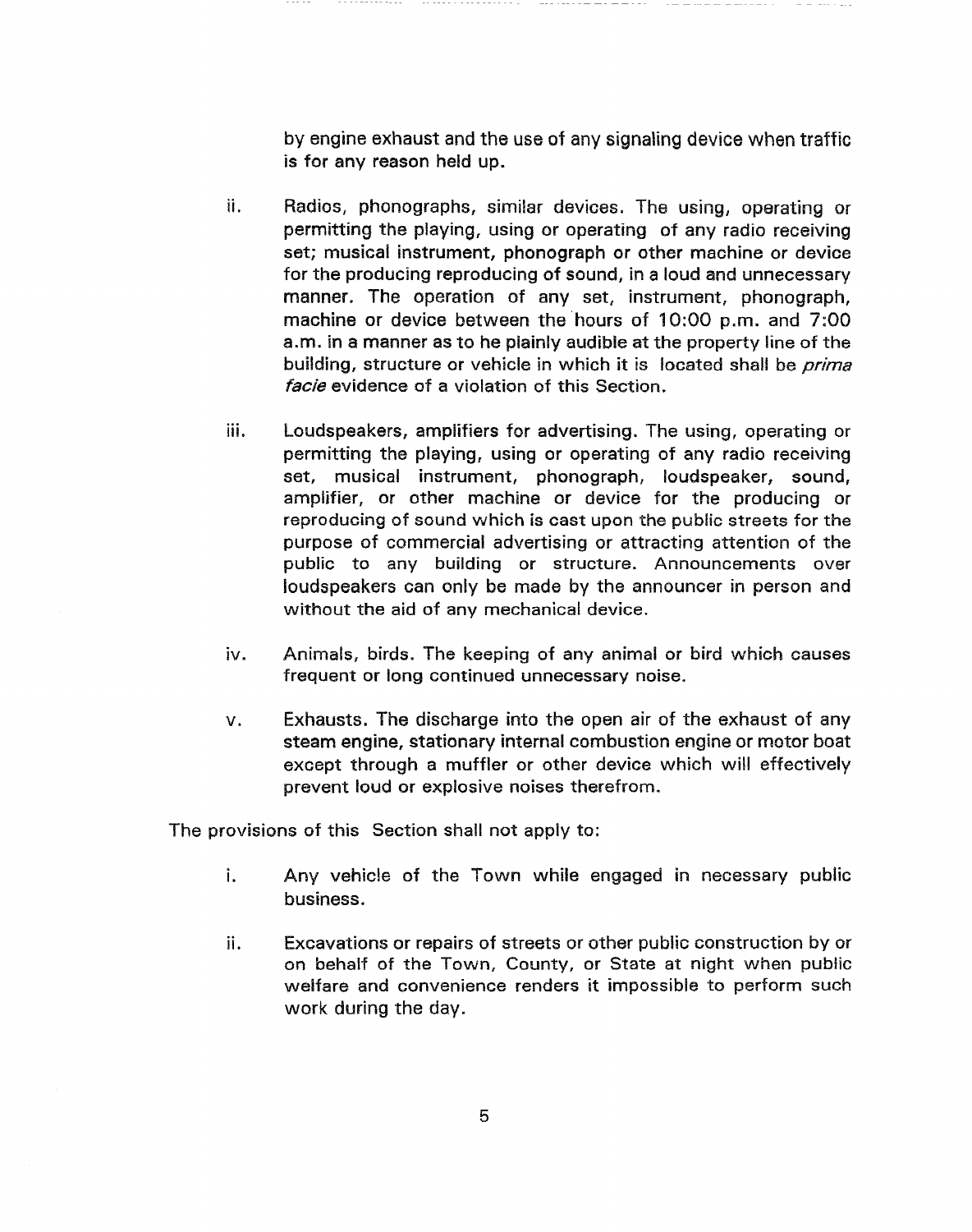by engine exhaust and the use of any signaling device when traffic is for any reason held up.

ii. Radios, phonographs, similar devices. The using, operating or permitting the playing, using or operating of any radio receiving set; musical instrument, phonograph or other machine or device for the producing reproducing of sound, in a loud and unnecessary manner. The operation of any set, instrument, phonograph, machine or device between the hours of 10:00 p.m. and 7:00 a.m. in a manner as to he plainly audible at the property line of the building, structure or vehicle in which it is located shall be *prima facie* evidence of a violation of this Section.

iii. Loudspeakers, amplifiers for advertising. The using, operating or permitting the playing, using or operating of any radio receiving set, musical instrument, phonograph, loudspeaker, sound, amplifier, or other machine or device for the producing or reproducing of sound which is cast upon the public streets for the purpose of commercial advertising or attracting attention of the public to any building or structure. Announcements over loudspeakers can only be made by the announcer in person and without the aid of any mechanical device.

iv. Animals, birds. The keeping of any animal or bird which causes frequent or long continued unnecessary noise.

v. Exhausts. The discharge into the open air of the exhaust of any steam engine, stationary internal combustion engine or motor boat except through a muffler or other device which will effectively prevent loud or explosive noises therefrom.

The provisions of this Section shall not apply to:

i. Any vehicle of the Town while engaged in necessary public business.

ii. Excavations or repairs of streets or other public construction by or on behalf of the Town, County, or State at night when public welfare and convenience renders it impossible to perform such work during the day.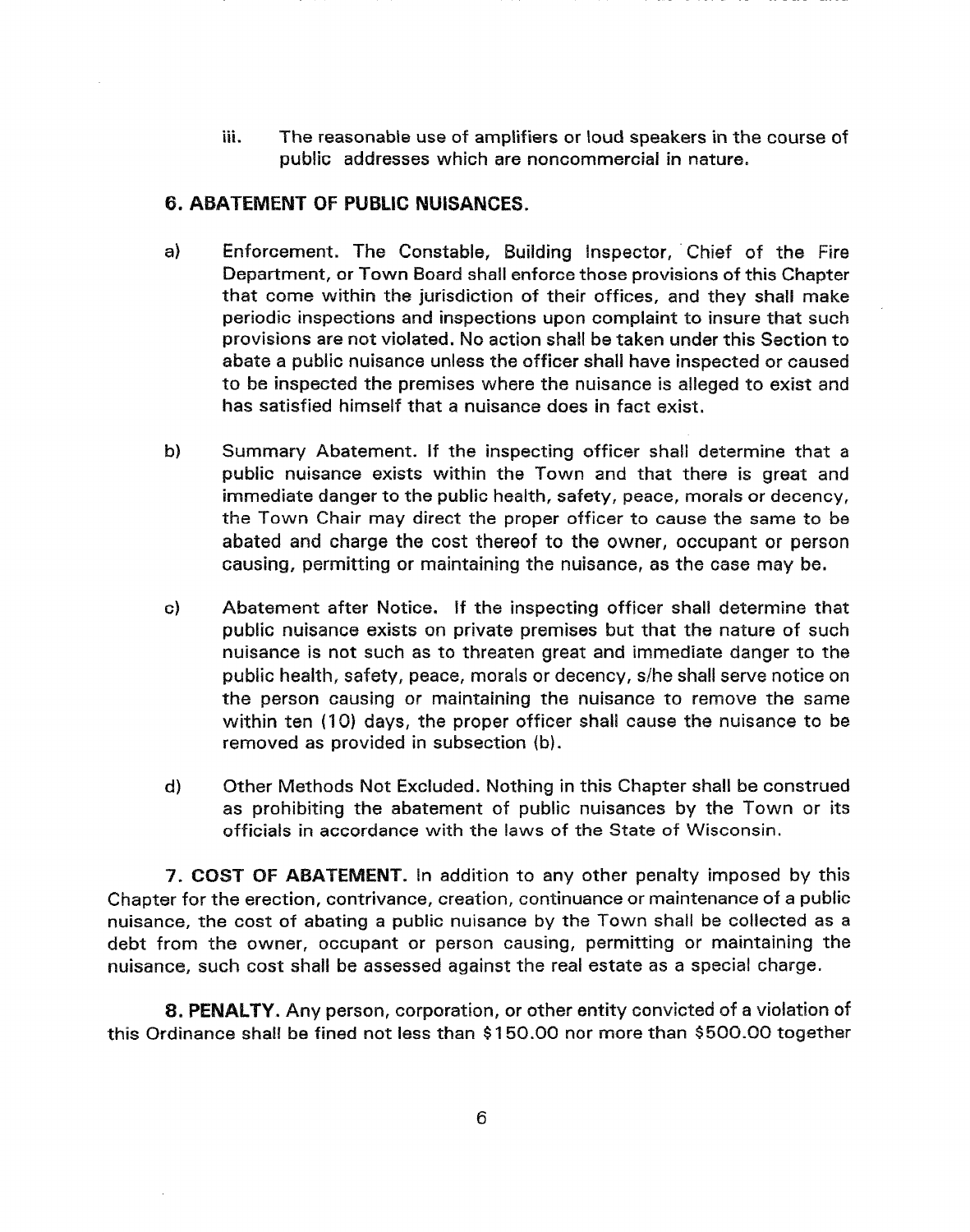iii. The reasonable use of amplifiers or loud speakers in the course of public addresses which are noncommercial in nature.

## 6. ABATEMENT OF PUBLIC NUISANCES.

a) Enforcement. The Constable, Building Inspector, Chief of the Fire Department, or Town Board shall enforce those provisions of this Chapter that come within the jurisdiction of their offices, and they shall make periodic inspections and inspections upon complaint to insure that such provisions are not violated. No action shall be taken under this Section to abate a public nuisance unless the officer shall have inspected or caused to be inspected the premises where the nuisance is alleged to exist and has satisfied himself that a nuisance does in fact exist.

b) Summary Abatement. If the inspecting officer shall determine that a public nuisance exists within the Town and that there is great and immediate danger to the public health, safety, peace, morals or decency, the Town Chair may direct the proper officer to cause the same to be abated and charge the cost thereof to the owner, occupant or person causing, permitting or maintaining the nuisance, as the case may be.

c) Abatement after Notice. If the inspecting officer shall determine that public nuisance exists on private premises but that the nature of such nuisance is not such as to threaten great and immediate danger to the public health, safety, peace, morals or decency, s/he shall serve notice on the person causing or maintaining the nuisance to remove the same within ten (10) days, the proper officer shall cause the nuisance to be removed as provided in subsection (b).

d) Other Methods Not Excluded. Nothing in this Chapter shall be construed as prohibiting the abatement of public nuisances by the Town or its officials in accordance with the laws of the State of Wisconsin.

**7. COST OF ABATEMENT.** In addition to any other penalty imposed by this Chapter for the erection, contrivance, creation, continuance or maintenance of a public nuisance, the cost of abating a public nuisance by the Town shall be collected as a debt from the owner, occupant or person causing, permitting or maintaining the nuisance, such cost shall be assessed against the real estate as a special charge.

**8. PENALTY.** Any person, corporation, or other entity convicted of a violation of this Ordinance shall be fined not less than $150.00 nor more than $500.00 together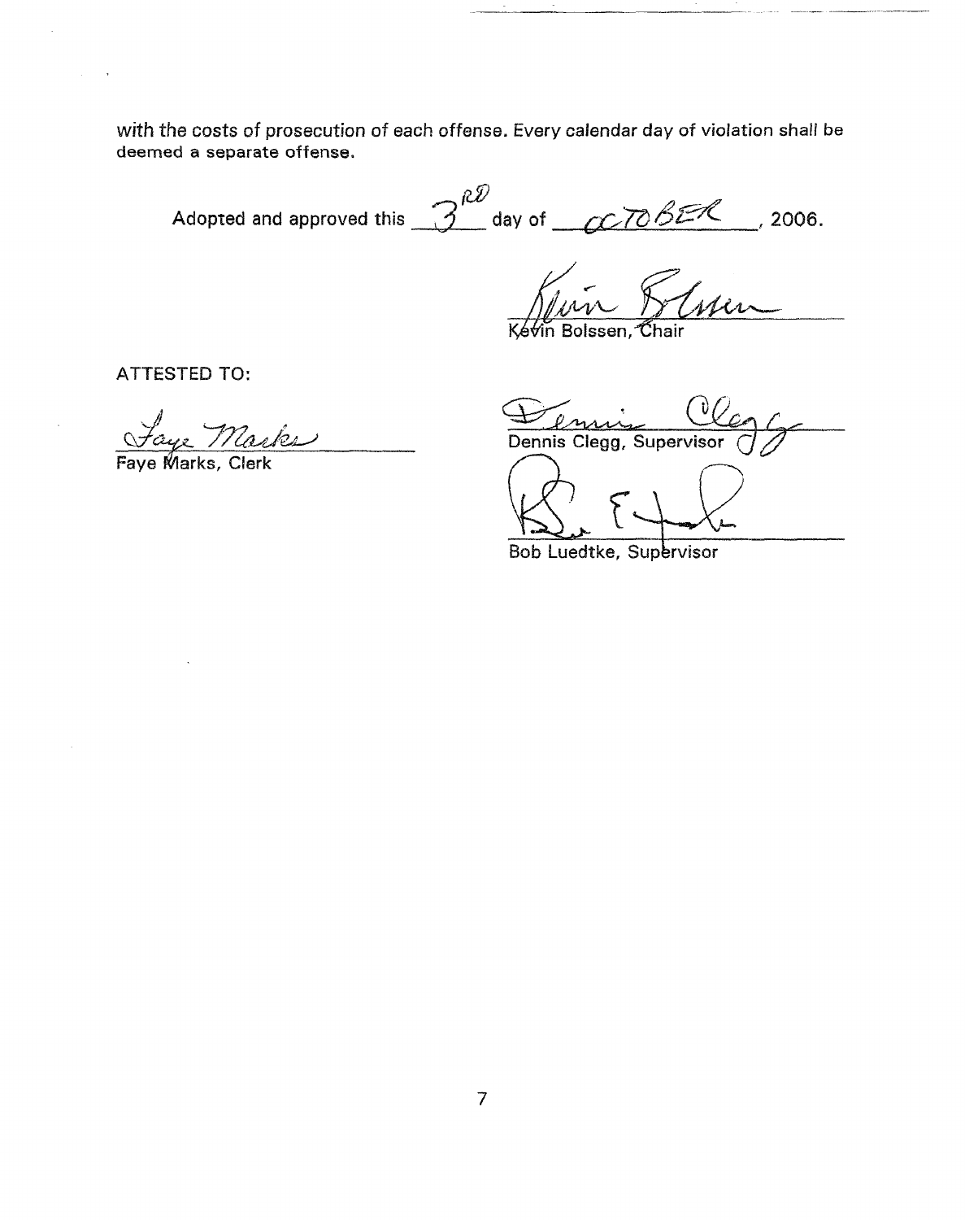with the costs of prosecution of each offense. Every calendar day of violation shall be deemed a separate offense.

Adopted and approved this 3RD day of OCTOBER, 2006.

Kevin Bolssen, Chair

ATTESTED TO:

Faye Marks, Clerk

Dennis Clegg, Supervisor

Bob Luedtke, Supervisor